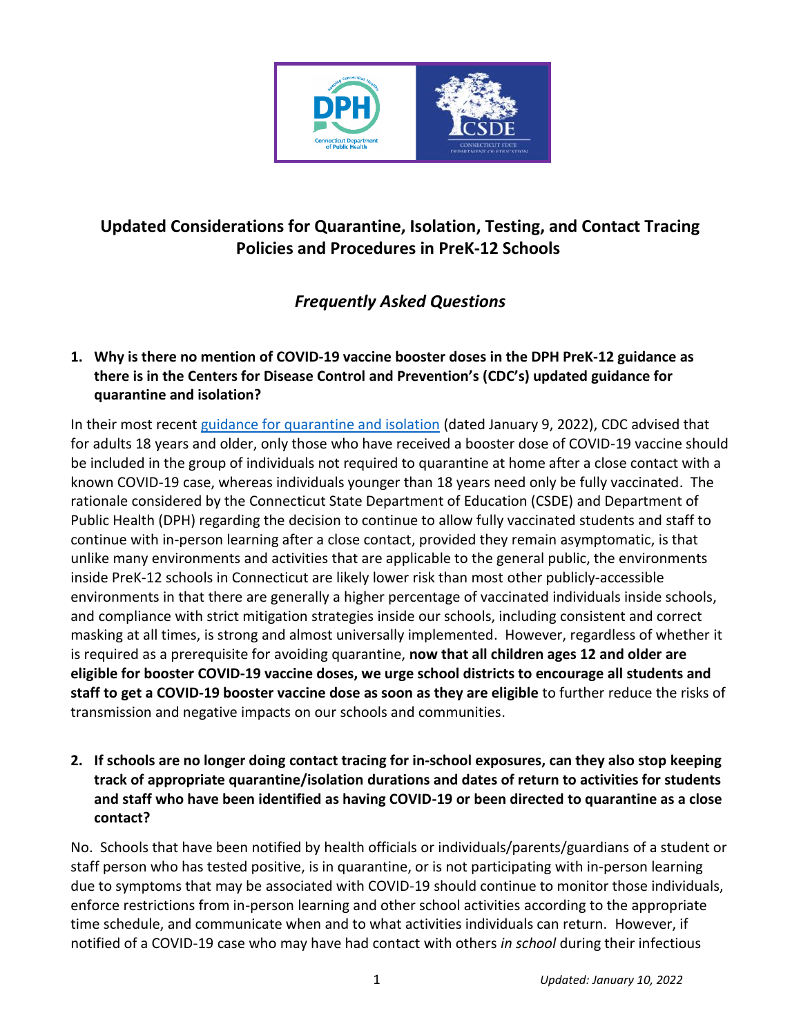# Updated Considerations for Quarantine, Isolation, Testing, and Contact Tracing Policies and Procedures in PreK-12 Schools

## *Frequently Asked Questions*

1. **Why is there no mention of COVID-19 vaccine booster doses in the DPH PreK-12 guidance as there is in the Centers for Disease Control and Prevention's (CDC's) updated guidance for quarantine and isolation?**

In their most recent [guidance for quarantine and isolation](#) (dated January 9, 2022), CDC advised that for adults 18 years and older, only those who have received a booster dose of COVID-19 vaccine should be included in the group of individuals not required to quarantine at home after a close contact with a known COVID-19 case, whereas individuals younger than 18 years need only be fully vaccinated. The rationale considered by the Connecticut State Department of Education (CSDE) and Department of Public Health (DPH) regarding the decision to continue to allow fully vaccinated students and staff to continue with in-person learning after a close contact, provided they remain asymptomatic, is that unlike many environments and activities that are applicable to the general public, the environments inside PreK-12 schools in Connecticut are likely lower risk than most other publicly-accessible environments in that there are generally a higher percentage of vaccinated individuals inside schools, and compliance with strict mitigation strategies inside our schools, including consistent and correct masking at all times, is strong and almost universally implemented. However, regardless of whether it is required as a prerequisite for avoiding quarantine, **now that all children ages 12 and older are eligible for booster COVID-19 vaccine doses, we urge school districts to encourage all students and staff to get a COVID-19 booster vaccine dose as soon as they are eligible** to further reduce the risks of transmission and negative impacts on our schools and communities.

2. **If schools are no longer doing contact tracing for in-school exposures, can they also stop keeping track of appropriate quarantine/isolation durations and dates of return to activities for students and staff who have been identified as having COVID-19 or been directed to quarantine as a close contact?**

No. Schools that have been notified by health officials or individuals/parents/guardians of a student or staff person who has tested positive, is in quarantine, or is not participating with in-person learning due to symptoms that may be associated with COVID-19 should continue to monitor those individuals, enforce restrictions from in-person learning and other school activities according to the appropriate time schedule, and communicate when and to what activities individuals can return. However, if notified of a COVID-19 case who may have had contact with others *in school* during their infectious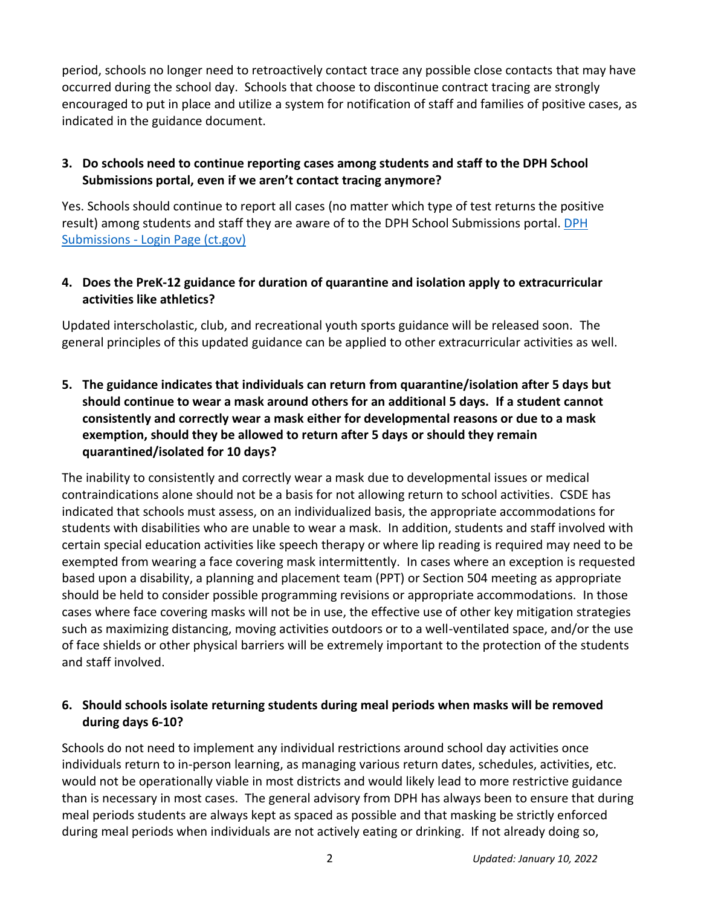period, schools no longer need to retroactively contact trace any possible close contacts that may have occurred during the school day. Schools that choose to discontinue contract tracing are strongly encouraged to put in place and utilize a system for notification of staff and families of positive cases, as indicated in the guidance document.

3. **Do schools need to continue reporting cases among students and staff to the DPH School Submissions portal, even if we aren't contact tracing anymore?**

Yes. Schools should continue to report all cases (no matter which type of test returns the positive result) among students and staff they are aware of to the DPH School Submissions portal. [DPH Submissions - Login Page (ct.gov)]

4. **Does the PreK-12 guidance for duration of quarantine and isolation apply to extracurricular activities like athletics?**

Updated interscholastic, club, and recreational youth sports guidance will be released soon. The general principles of this updated guidance can be applied to other extracurricular activities as well.

5. **The guidance indicates that individuals can return from quarantine/isolation after 5 days but should continue to wear a mask around others for an additional 5 days. If a student cannot consistently and correctly wear a mask either for developmental reasons or due to a mask exemption, should they be allowed to return after 5 days or should they remain quarantined/isolated for 10 days?**

The inability to consistently and correctly wear a mask due to developmental issues or medical contraindications alone should not be a basis for not allowing return to school activities. CSDE has indicated that schools must assess, on an individualized basis, the appropriate accommodations for students with disabilities who are unable to wear a mask. In addition, students and staff involved with certain special education activities like speech therapy or where lip reading is required may need to be exempted from wearing a face covering mask intermittently. In cases where an exception is requested based upon a disability, a planning and placement team (PPT) or Section 504 meeting as appropriate should be held to consider possible programming revisions or appropriate accommodations. In those cases where face covering masks will not be in use, the effective use of other key mitigation strategies such as maximizing distancing, moving activities outdoors or to a well-ventilated space, and/or the use of face shields or other physical barriers will be extremely important to the protection of the students and staff involved.

6. **Should schools isolate returning students during meal periods when masks will be removed during days 6-10?**

Schools do not need to implement any individual restrictions around school day activities once individuals return to in-person learning, as managing various return dates, schedules, activities, etc. would not be operationally viable in most districts and would likely lead to more restrictive guidance than is necessary in most cases. The general advisory from DPH has always been to ensure that during meal periods students are always kept as spaced as possible and that masking be strictly enforced during meal periods when individuals are not actively eating or drinking. If not already doing so,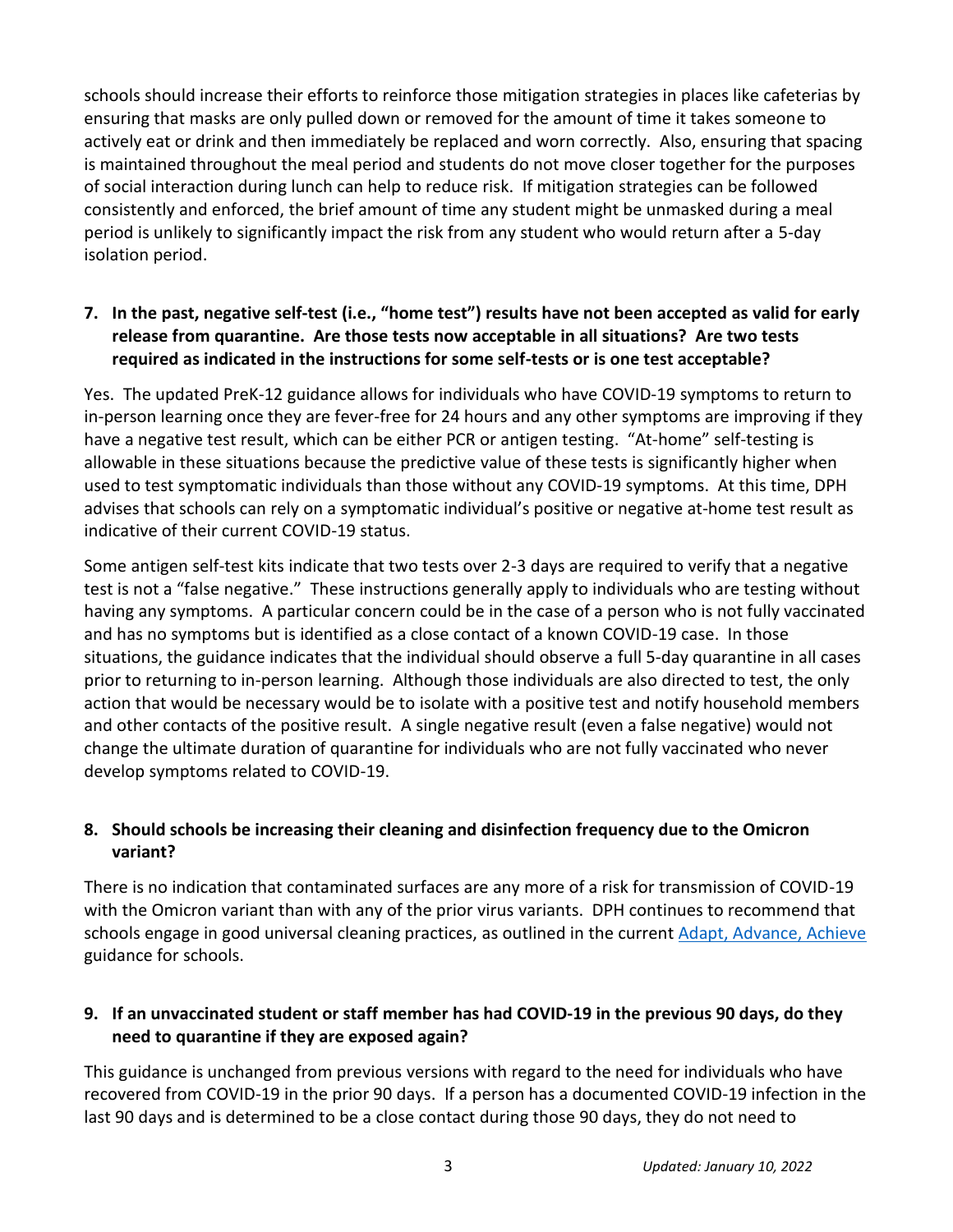schools should increase their efforts to reinforce those mitigation strategies in places like cafeterias by ensuring that masks are only pulled down or removed for the amount of time it takes someone to actively eat or drink and then immediately be replaced and worn correctly. Also, ensuring that spacing is maintained throughout the meal period and students do not move closer together for the purposes of social interaction during lunch can help to reduce risk. If mitigation strategies can be followed consistently and enforced, the brief amount of time any student might be unmasked during a meal period is unlikely to significantly impact the risk from any student who would return after a 5-day isolation period.

**7. In the past, negative self-test (i.e., "home test") results have not been accepted as valid for early release from quarantine. Are those tests now acceptable in all situations? Are two tests required as indicated in the instructions for some self-tests or is one test acceptable?**

Yes. The updated PreK-12 guidance allows for individuals who have COVID-19 symptoms to return to in-person learning once they are fever-free for 24 hours and any other symptoms are improving if they have a negative test result, which can be either PCR or antigen testing. "At-home" self-testing is allowable in these situations because the predictive value of these tests is significantly higher when used to test symptomatic individuals than those without any COVID-19 symptoms. At this time, DPH advises that schools can rely on a symptomatic individual's positive or negative at-home test result as indicative of their current COVID-19 status.

Some antigen self-test kits indicate that two tests over 2-3 days are required to verify that a negative test is not a "false negative." These instructions generally apply to individuals who are testing without having any symptoms. A particular concern could be in the case of a person who is not fully vaccinated and has no symptoms but is identified as a close contact of a known COVID-19 case. In those situations, the guidance indicates that the individual should observe a full 5-day quarantine in all cases prior to returning to in-person learning. Although those individuals are also directed to test, the only action that would be necessary would be to isolate with a positive test and notify household members and other contacts of the positive result. A single negative result (even a false negative) would not change the ultimate duration of quarantine for individuals who are not fully vaccinated who never develop symptoms related to COVID-19.

**8. Should schools be increasing their cleaning and disinfection frequency due to the Omicron variant?**

There is no indication that contaminated surfaces are any more of a risk for transmission of COVID-19 with the Omicron variant than with any of the prior virus variants. DPH continues to recommend that schools engage in good universal cleaning practices, as outlined in the current [Adapt, Advance, Achieve] guidance for schools.

**9. If an unvaccinated student or staff member has had COVID-19 in the previous 90 days, do they need to quarantine if they are exposed again?**

This guidance is unchanged from previous versions with regard to the need for individuals who have recovered from COVID-19 in the prior 90 days. If a person has a documented COVID-19 infection in the last 90 days and is determined to be a close contact during those 90 days, they do not need to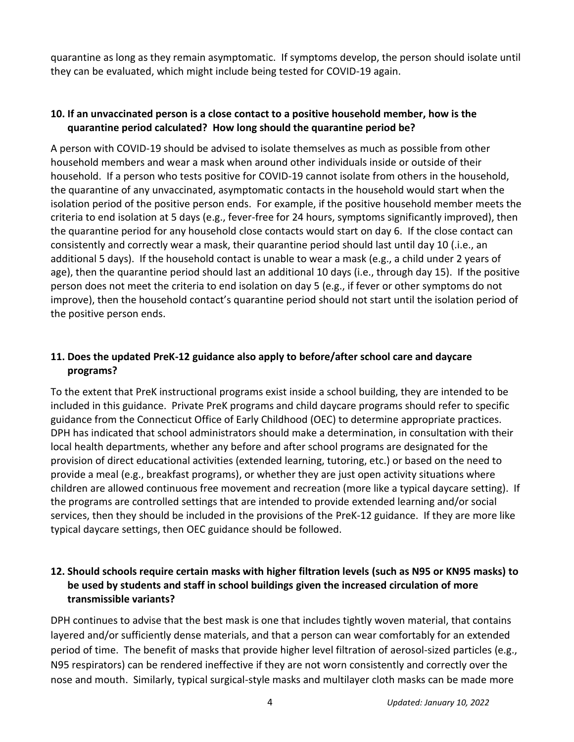quarantine as long as they remain asymptomatic. If symptoms develop, the person should isolate until they can be evaluated, which might include being tested for COVID-19 again.

**10. If an unvaccinated person is a close contact to a positive household member, how is the quarantine period calculated? How long should the quarantine period be?**

A person with COVID-19 should be advised to isolate themselves as much as possible from other household members and wear a mask when around other individuals inside or outside of their household. If a person who tests positive for COVID-19 cannot isolate from others in the household, the quarantine of any unvaccinated, asymptomatic contacts in the household would start when the isolation period of the positive person ends. For example, if the positive household member meets the criteria to end isolation at 5 days (e.g., fever-free for 24 hours, symptoms significantly improved), then the quarantine period for any household close contacts would start on day 6. If the close contact can consistently and correctly wear a mask, their quarantine period should last until day 10 (.i.e., an additional 5 days). If the household contact is unable to wear a mask (e.g., a child under 2 years of age), then the quarantine period should last an additional 10 days (i.e., through day 15). If the positive person does not meet the criteria to end isolation on day 5 (e.g., if fever or other symptoms do not improve), then the household contact's quarantine period should not start until the isolation period of the positive person ends.

**11. Does the updated PreK-12 guidance also apply to before/after school care and daycare programs?**

To the extent that PreK instructional programs exist inside a school building, they are intended to be included in this guidance. Private PreK programs and child daycare programs should refer to specific guidance from the Connecticut Office of Early Childhood (OEC) to determine appropriate practices. DPH has indicated that school administrators should make a determination, in consultation with their local health departments, whether any before and after school programs are designated for the provision of direct educational activities (extended learning, tutoring, etc.) or based on the need to provide a meal (e.g., breakfast programs), or whether they are just open activity situations where children are allowed continuous free movement and recreation (more like a typical daycare setting). If the programs are controlled settings that are intended to provide extended learning and/or social services, then they should be included in the provisions of the PreK-12 guidance. If they are more like typical daycare settings, then OEC guidance should be followed.

**12. Should schools require certain masks with higher filtration levels (such as N95 or KN95 masks) to be used by students and staff in school buildings given the increased circulation of more transmissible variants?**

DPH continues to advise that the best mask is one that includes tightly woven material, that contains layered and/or sufficiently dense materials, and that a person can wear comfortably for an extended period of time. The benefit of masks that provide higher level filtration of aerosol-sized particles (e.g., N95 respirators) can be rendered ineffective if they are not worn consistently and correctly over the nose and mouth. Similarly, typical surgical-style masks and multilayer cloth masks can be made more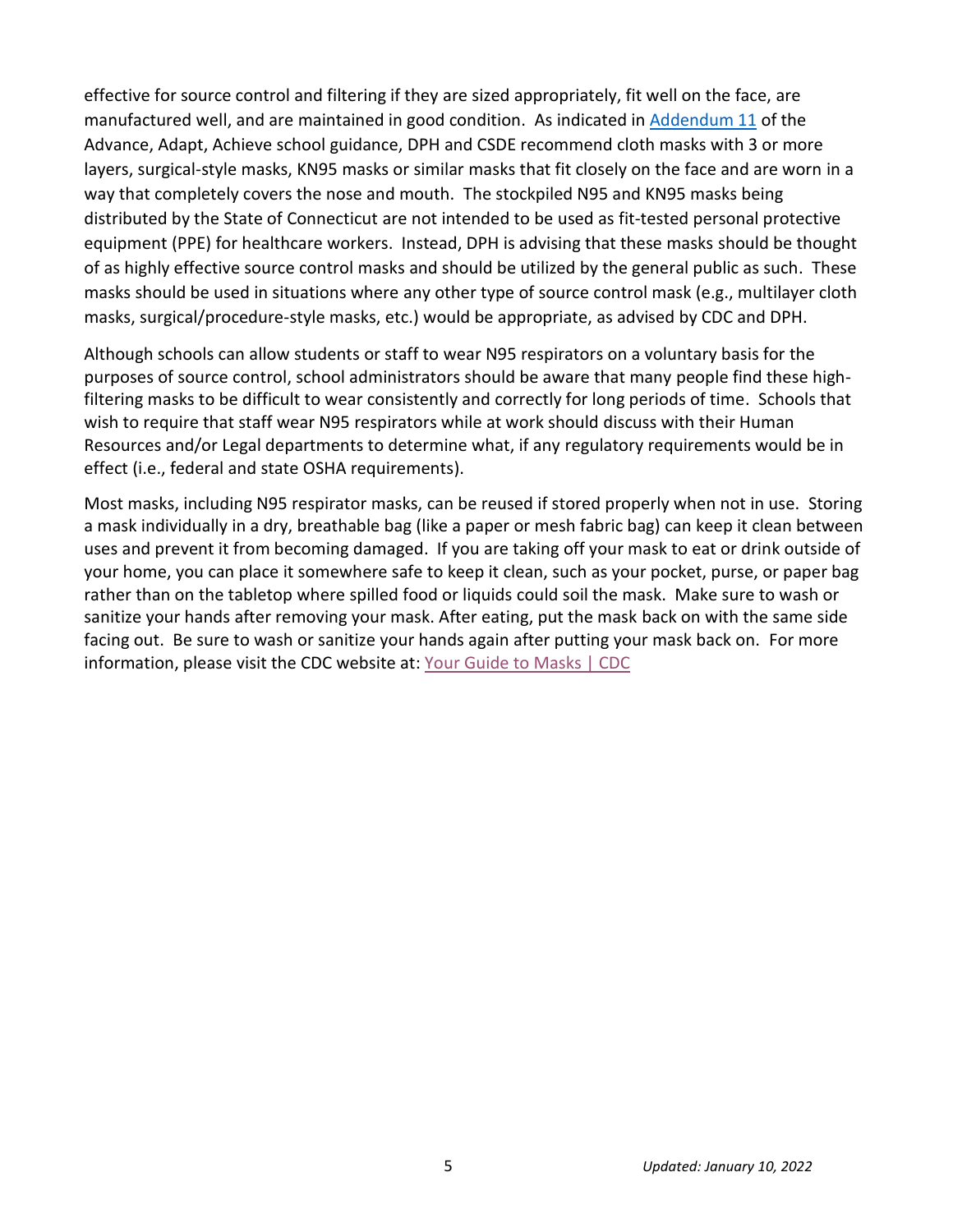effective for source control and filtering if they are sized appropriately, fit well on the face, are manufactured well, and are maintained in good condition. As indicated in Addendum 11 of the Advance, Adapt, Achieve school guidance, DPH and CSDE recommend cloth masks with 3 or more layers, surgical-style masks, KN95 masks or similar masks that fit closely on the face and are worn in a way that completely covers the nose and mouth. The stockpiled N95 and KN95 masks being distributed by the State of Connecticut are not intended to be used as fit-tested personal protective equipment (PPE) for healthcare workers. Instead, DPH is advising that these masks should be thought of as highly effective source control masks and should be utilized by the general public as such. These masks should be used in situations where any other type of source control mask (e.g., multilayer cloth masks, surgical/procedure-style masks, etc.) would be appropriate, as advised by CDC and DPH.

Although schools can allow students or staff to wear N95 respirators on a voluntary basis for the purposes of source control, school administrators should be aware that many people find these high-filtering masks to be difficult to wear consistently and correctly for long periods of time. Schools that wish to require that staff wear N95 respirators while at work should discuss with their Human Resources and/or Legal departments to determine what, if any regulatory requirements would be in effect (i.e., federal and state OSHA requirements).

Most masks, including N95 respirator masks, can be reused if stored properly when not in use. Storing a mask individually in a dry, breathable bag (like a paper or mesh fabric bag) can keep it clean between uses and prevent it from becoming damaged. If you are taking off your mask to eat or drink outside of your home, you can place it somewhere safe to keep it clean, such as your pocket, purse, or paper bag rather than on the tabletop where spilled food or liquids could soil the mask. Make sure to wash or sanitize your hands after removing your mask. After eating, put the mask back on with the same side facing out. Be sure to wash or sanitize your hands again after putting your mask back on. For more information, please visit the CDC website at: Your Guide to Masks | CDC

*Updated: January 10, 2022*